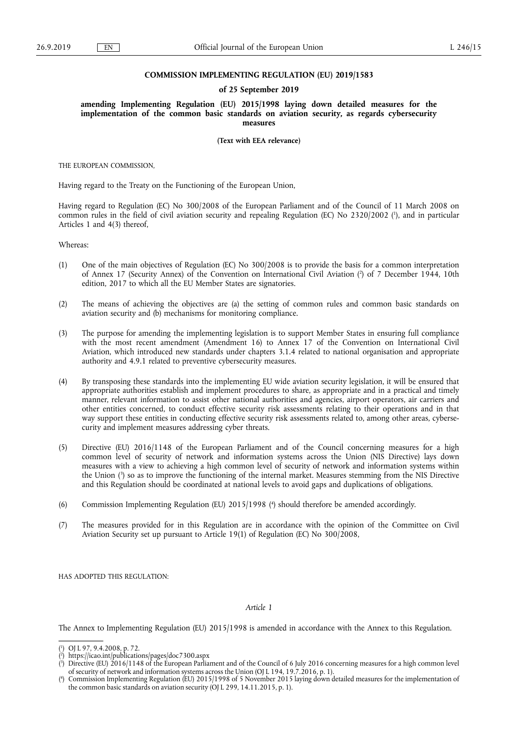# COMMISSION IMPLEMENTING REGULATION (EU) 2019/1583

## of 25 September 2019

## amending Implementing Regulation (EU) 2015/1998 laying down detailed measures for the implementation of the common basic standards on aviation security, as regards cybersecurity measures

**(Text with EEA relevance)**

THE EUROPEAN COMMISSION,

Having regard to the Treaty on the Functioning of the European Union,

Having regard to Regulation (EC) No 300/2008 of the European Parliament and of the Council of 11 March 2008 on common rules in the field of civil aviation security and repealing Regulation (EC) No 2320/2002 [1], and in particular Articles 1 and 4(3) thereof,

Whereas:

(1) One of the main objectives of Regulation (EC) No 300/2008 is to provide the basis for a common interpretation of Annex 17 (Security Annex) of the Convention on International Civil Aviation [2] of 7 December 1944, 10th edition, 2017 to which all the EU Member States are signatories.

(2) The means of achieving the objectives are (a) the setting of common rules and common basic standards on aviation security and (b) mechanisms for monitoring compliance.

(3) The purpose for amending the implementing legislation is to support Member States in ensuring full compliance with the most recent amendment (Amendment 16) to Annex 17 of the Convention on International Civil Aviation, which introduced new standards under chapters 3.1.4 related to national organisation and appropriate authority and 4.9.1 related to preventive cybersecurity measures.

(4) By transposing these standards into the implementing EU wide aviation security legislation, it will be ensured that appropriate authorities establish and implement procedures to share, as appropriate and in a practical and timely manner, relevant information to assist other national authorities and agencies, airport operators, air carriers and other entities concerned, to conduct effective security risk assessments relating to their operations and in that way support these entities in conducting effective security risk assessments related to, among other areas, cybersecurity and implement measures addressing cyber threats.

(5) Directive (EU) 2016/1148 of the European Parliament and of the Council concerning measures for a high common level of security of network and information systems across the Union (NIS Directive) lays down measures with a view to achieving a high common level of security of network and information systems within the Union [3] so as to improve the functioning of the internal market. Measures stemming from the NIS Directive and this Regulation should be coordinated at national levels to avoid gaps and duplications of obligations.

(6) Commission Implementing Regulation (EU) 2015/1998 [4] should therefore be amended accordingly.

(7) The measures provided for in this Regulation are in accordance with the opinion of the Committee on Civil Aviation Security set up pursuant to Article 19(1) of Regulation (EC) No 300/2008,

HAS ADOPTED THIS REGULATION:

*Article 1*

The Annex to Implementing Regulation (EU) 2015/1998 is amended in accordance with the Annex to this Regulation.

---

[1] OJ L 97, 9.4.2008, p. 72.

[2] https://icao.int/publications/pages/doc7300.aspx

[3] Directive (EU) 2016/1148 of the European Parliament and of the Council of 6 July 2016 concerning measures for a high common level of security of network and information systems across the Union (OJ L 194, 19.7.2016, p. 1).

[4] Commission Implementing Regulation (EU) 2015/1998 of 5 November 2015 laying down detailed measures for the implementation of the common basic standards on aviation security (OJ L 299, 14.11.2015, p. 1).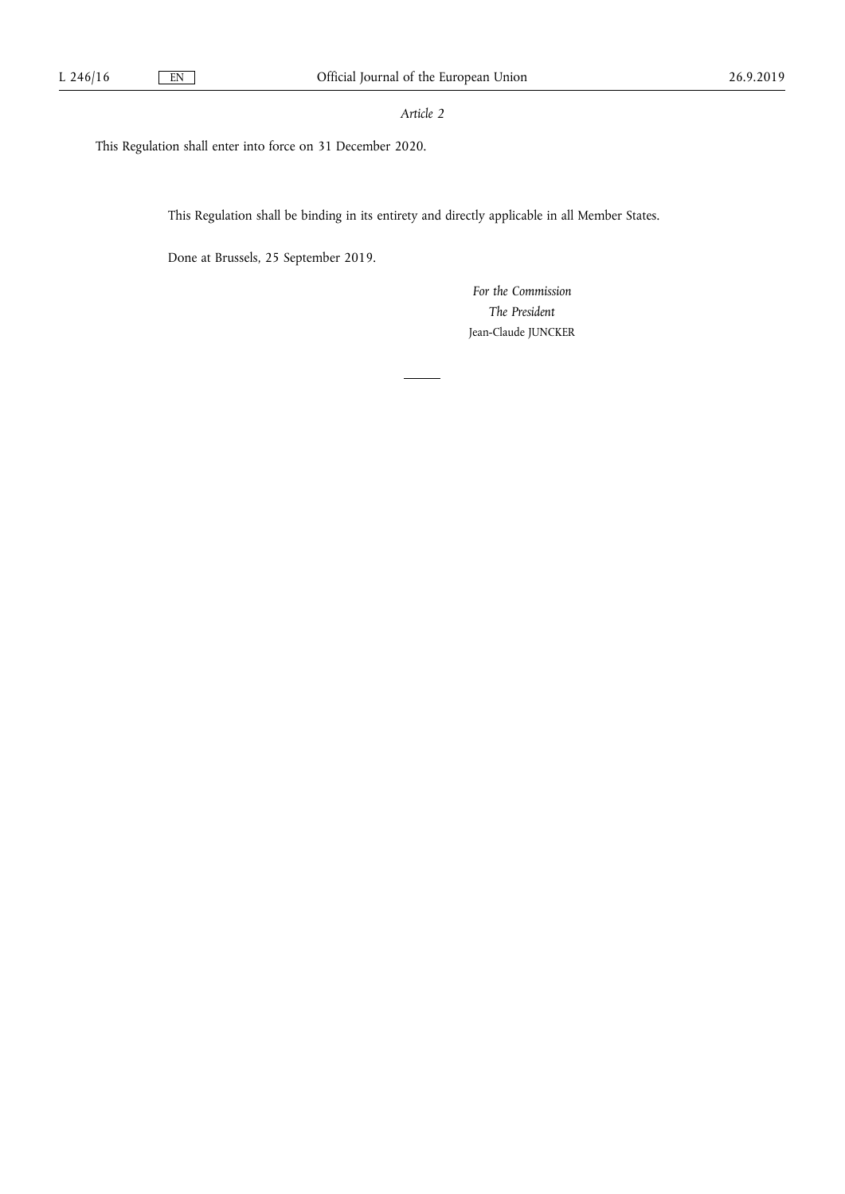*Article 2*

This Regulation shall enter into force on 31 December 2020.

This Regulation shall be binding in its entirety and directly applicable in all Member States.

Done at Brussels, 25 September 2019.

*For the Commission*

*The President*

Jean-Claude JUNCKER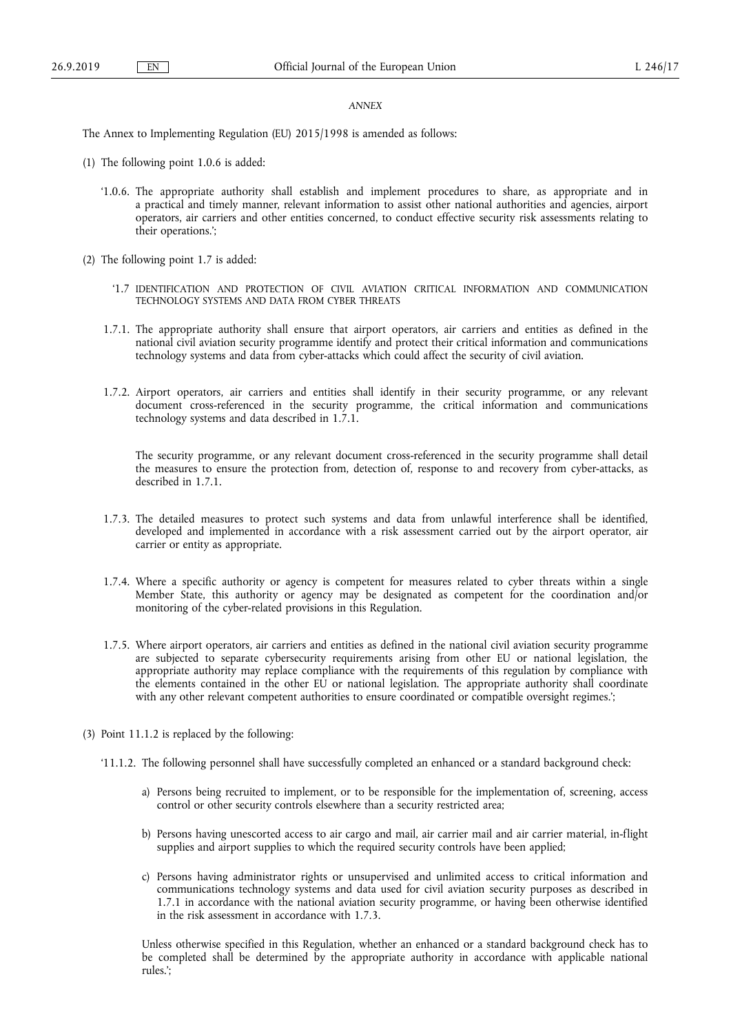*ANNEX*

The Annex to Implementing Regulation (EU) 2015/1998 is amended as follows:

(1) The following point 1.0.6 is added:

'1.0.6. The appropriate authority shall establish and implement procedures to share, as appropriate and in a practical and timely manner, relevant information to assist other national authorities and agencies, airport operators, air carriers and other entities concerned, to conduct effective security risk assessments relating to their operations.';

(2) The following point 1.7 is added:

'1.7 IDENTIFICATION AND PROTECTION OF CIVIL AVIATION CRITICAL INFORMATION AND COMMUNICATION TECHNOLOGY SYSTEMS AND DATA FROM CYBER THREATS

1.7.1. The appropriate authority shall ensure that airport operators, air carriers and entities as defined in the national civil aviation security programme identify and protect their critical information and communications technology systems and data from cyber-attacks which could affect the security of civil aviation.

1.7.2. Airport operators, air carriers and entities shall identify in their security programme, or any relevant document cross-referenced in the security programme, the critical information and communications technology systems and data described in 1.7.1.

The security programme, or any relevant document cross-referenced in the security programme shall detail the measures to ensure the protection from, detection of, response to and recovery from cyber-attacks, as described in 1.7.1.

1.7.3. The detailed measures to protect such systems and data from unlawful interference shall be identified, developed and implemented in accordance with a risk assessment carried out by the airport operator, air carrier or entity as appropriate.

1.7.4. Where a specific authority or agency is competent for measures related to cyber threats within a single Member State, this authority or agency may be designated as competent for the coordination and/or monitoring of the cyber-related provisions in this Regulation.

1.7.5. Where airport operators, air carriers and entities as defined in the national civil aviation security programme are subjected to separate cybersecurity requirements arising from other EU or national legislation, the appropriate authority may replace compliance with the requirements of this regulation by compliance with the elements contained in the other EU or national legislation. The appropriate authority shall coordinate with any other relevant competent authorities to ensure coordinated or compatible oversight regimes.';

(3) Point 11.1.2 is replaced by the following:

'11.1.2. The following personnel shall have successfully completed an enhanced or a standard background check:

a) Persons being recruited to implement, or to be responsible for the implementation of, screening, access control or other security controls elsewhere than a security restricted area;

b) Persons having unescorted access to air cargo and mail, air carrier mail and air carrier material, in-flight supplies and airport supplies to which the required security controls have been applied;

c) Persons having administrator rights or unsupervised and unlimited access to critical information and communications technology systems and data used for civil aviation security purposes as described in 1.7.1 in accordance with the national aviation security programme, or having been otherwise identified in the risk assessment in accordance with 1.7.3.

Unless otherwise specified in this Regulation, whether an enhanced or a standard background check has to be completed shall be determined by the appropriate authority in accordance with applicable national rules.';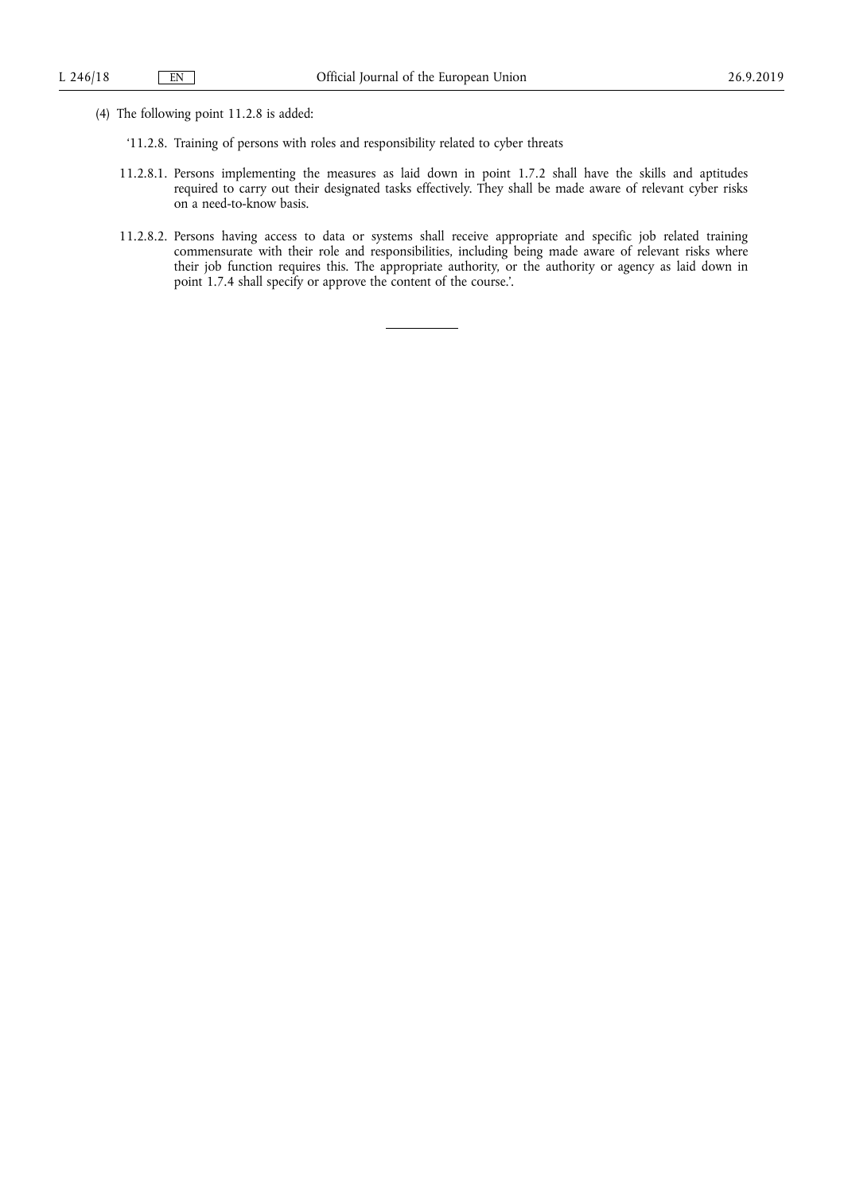(4) The following point 11.2.8 is added:

'11.2.8. Training of persons with roles and responsibility related to cyber threats

11.2.8.1. Persons implementing the measures as laid down in point 1.7.2 shall have the skills and aptitudes required to carry out their designated tasks effectively. They shall be made aware of relevant cyber risks on a need-to-know basis.

11.2.8.2. Persons having access to data or systems shall receive appropriate and specific job related training commensurate with their role and responsibilities, including being made aware of relevant risks where their job function requires this. The appropriate authority, or the authority or agency as laid down in point 1.7.4 shall specify or approve the content of the course.'.